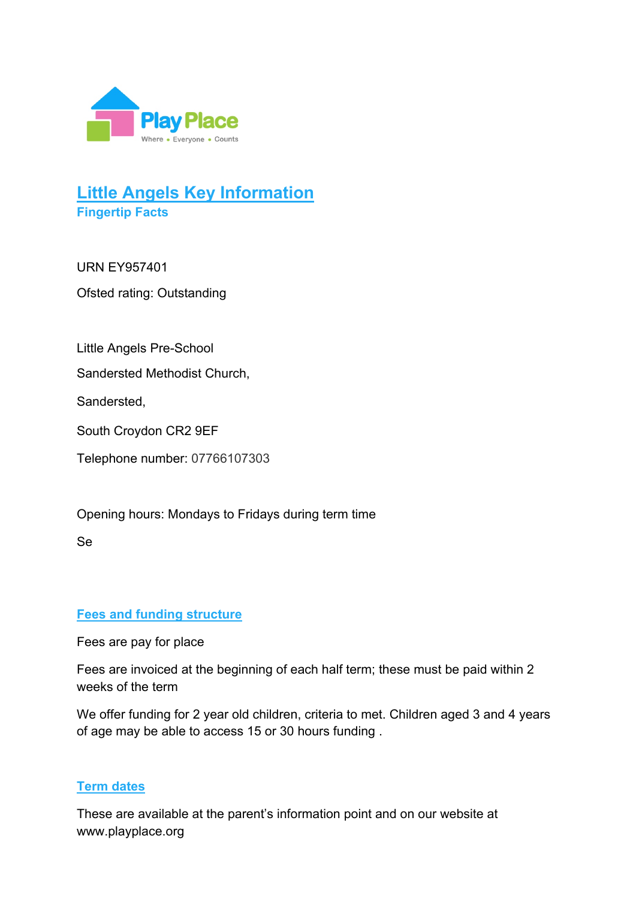# Little Angels Key Information

## Fingertip Facts

URN EY957401

Ofsted rating: Outstanding

Little Angels Pre-School

Sandersted Methodist Church,

Sandersted,

South Croydon CR2 9EF

Telephone number: 07766107303

Opening hours: Mondays to Fridays during term time

Se

## Fees and funding structure

Fees are pay for place

Fees are invoiced at the beginning of each half term; these must be paid within 2 weeks of the term

We offer funding for 2 year old children, criteria to met. Children aged 3 and 4 years of age may be able to access 15 or 30 hours funding .

## Term dates

These are available at the parent's information point and on our website at www.playplace.org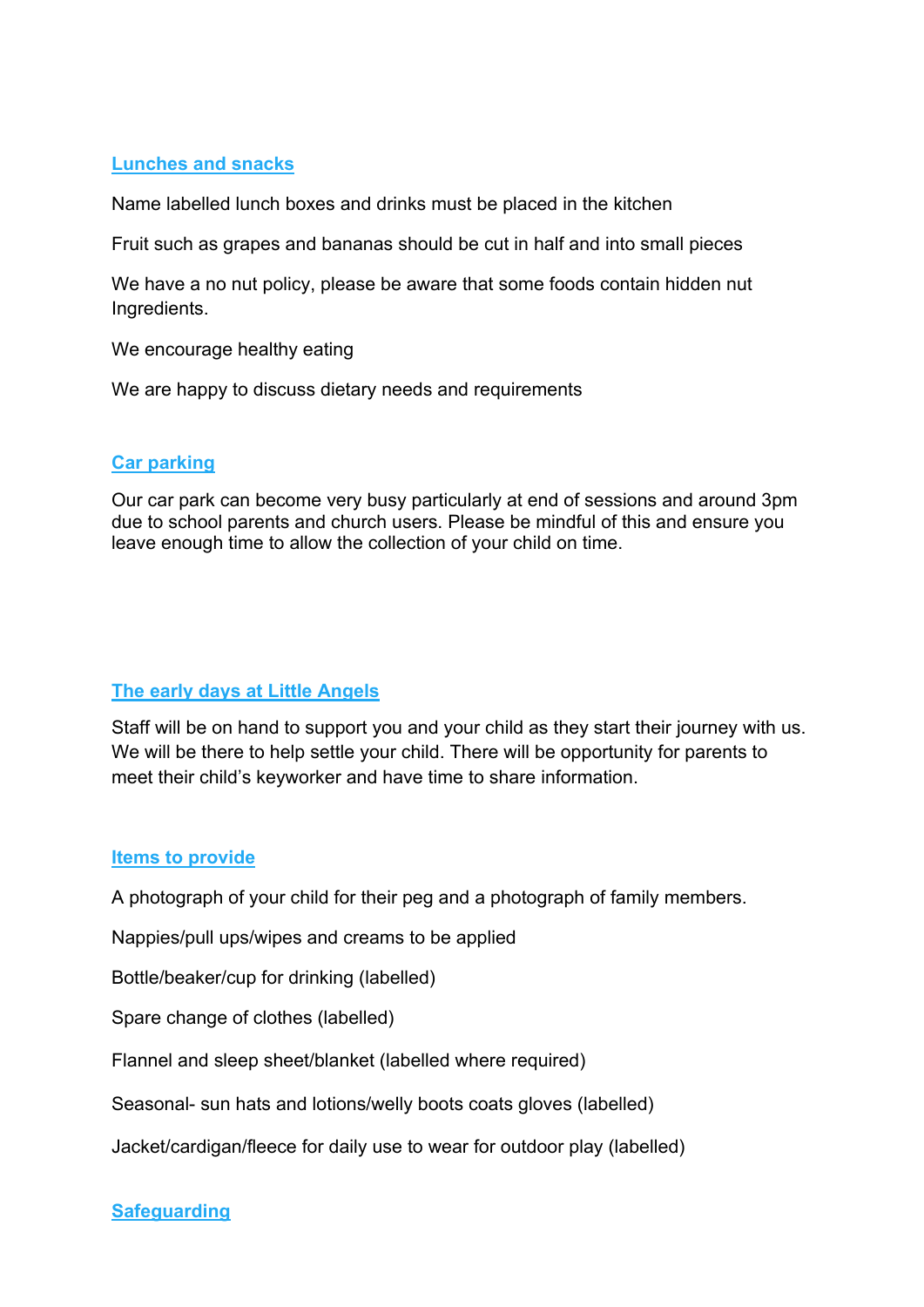## Lunches and snacks

Name labelled lunch boxes and drinks must be placed in the kitchen

Fruit such as grapes and bananas should be cut in half and into small pieces

We have a no nut policy, please be aware that some foods contain hidden nut Ingredients.

We encourage healthy eating

We are happy to discuss dietary needs and requirements

## Car parking

Our car park can become very busy particularly at end of sessions and around 3pm due to school parents and church users. Please be mindful of this and ensure you leave enough time to allow the collection of your child on time.

## The early days at Little Angels

Staff will be on hand to support you and your child as they start their journey with us. We will be there to help settle your child. There will be opportunity for parents to meet their child's keyworker and have time to share information.

## Items to provide

A photograph of your child for their peg and a photograph of family members.

Nappies/pull ups/wipes and creams to be applied

Bottle/beaker/cup for drinking (labelled)

Spare change of clothes (labelled)

Flannel and sleep sheet/blanket (labelled where required)

Seasonal- sun hats and lotions/welly boots coats gloves (labelled)

Jacket/cardigan/fleece for daily use to wear for outdoor play (labelled)

## Safeguarding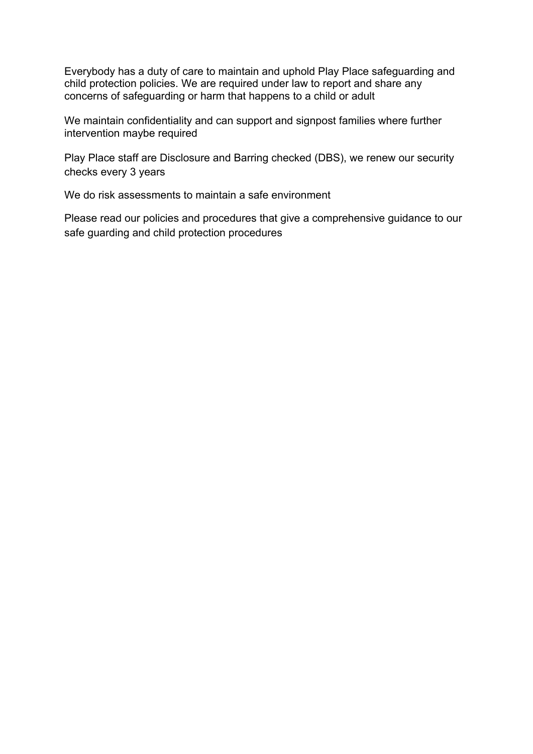Everybody has a duty of care to maintain and uphold Play Place safeguarding and child protection policies. We are required under law to report and share any concerns of safeguarding or harm that happens to a child or adult

We maintain confidentiality and can support and signpost families where further intervention maybe required

Play Place staff are Disclosure and Barring checked (DBS), we renew our security checks every 3 years

We do risk assessments to maintain a safe environment

Please read our policies and procedures that give a comprehensive guidance to our safe guarding and child protection procedures